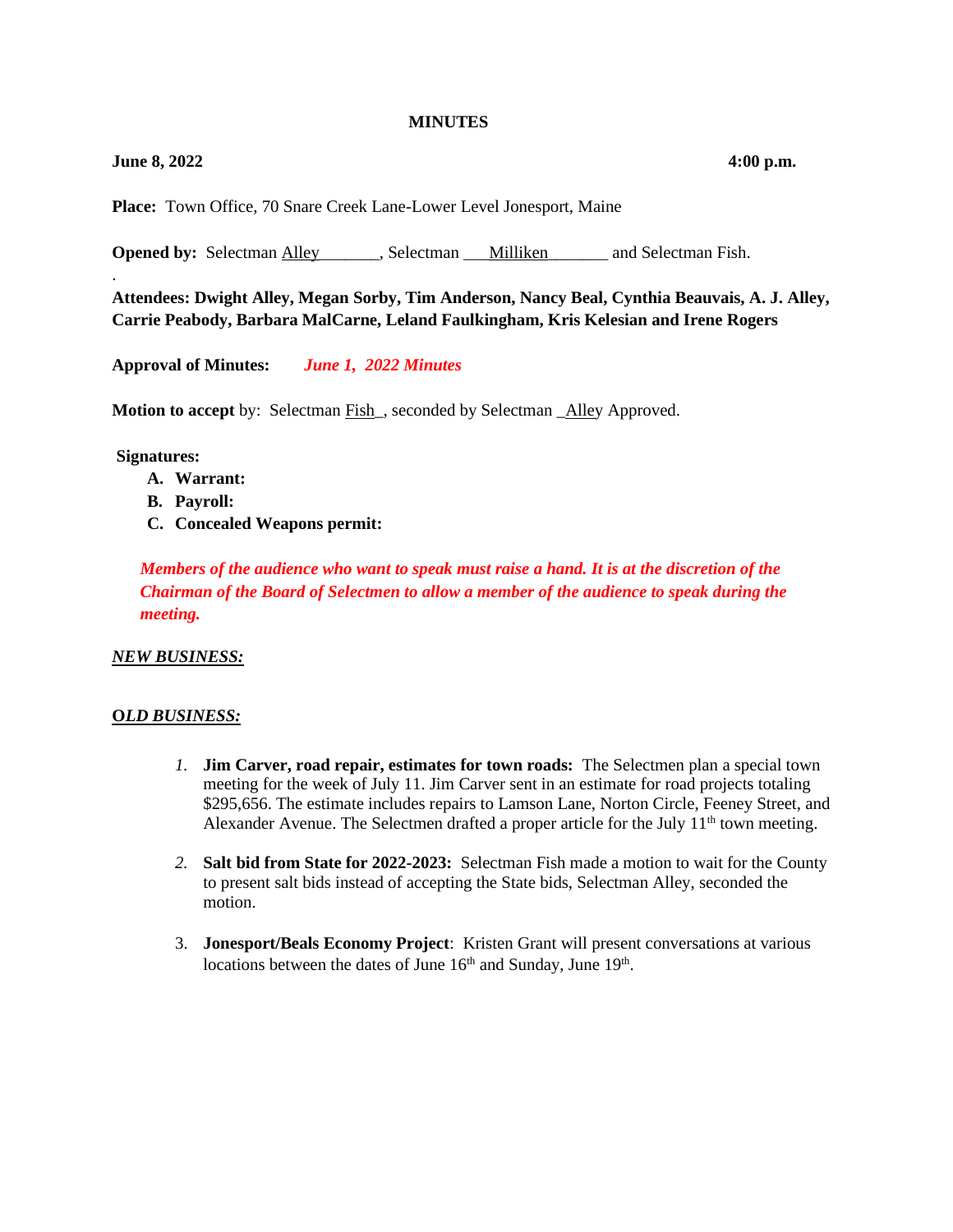**MINUTES**

**June 8, 2022** **4:00 p.m.**

**Place:** Town Office, 70 Snare Creek Lane-Lower Level Jonesport, Maine

**Opened by:** Selectman Alley_______, Selectman ___Milliken_______ and Selectman Fish.

.

**Attendees: Dwight Alley, Megan Sorby, Tim Anderson, Nancy Beal, Cynthia Beauvais, A. J. Alley, Carrie Peabody, Barbara MalCarne, Leland Faulkingham, Kris Kelesian and Irene Rogers**

**Approval of Minutes:** ***June 1, 2022 Minutes***

**Motion to accept** by: Selectman Fish_, seconded by Selectman _Alley Approved.

**Signatures:**

A. **Warrant:**
B. **Payroll:**
C. **Concealed Weapons permit:**

***Members of the audience who want to speak must raise a hand. It is at the discretion of the Chairman of the Board of Selectmen to allow a member of the audience to speak during the meeting.***

***NEW BUSINESS:***

***OLD BUSINESS:***

1. **Jim Carver, road repair, estimates for town roads:** The Selectmen plan a special town meeting for the week of July 11. Jim Carver sent in an estimate for road projects totaling $295,656. The estimate includes repairs to Lamson Lane, Norton Circle, Feeney Street, and Alexander Avenue. The Selectmen drafted a proper article for the July 11th town meeting.

2. **Salt bid from State for 2022-2023:** Selectman Fish made a motion to wait for the County to present salt bids instead of accepting the State bids, Selectman Alley, seconded the motion.

3. **Jonesport/Beals Economy Project**: Kristen Grant will present conversations at various locations between the dates of June 16th and Sunday, June 19th.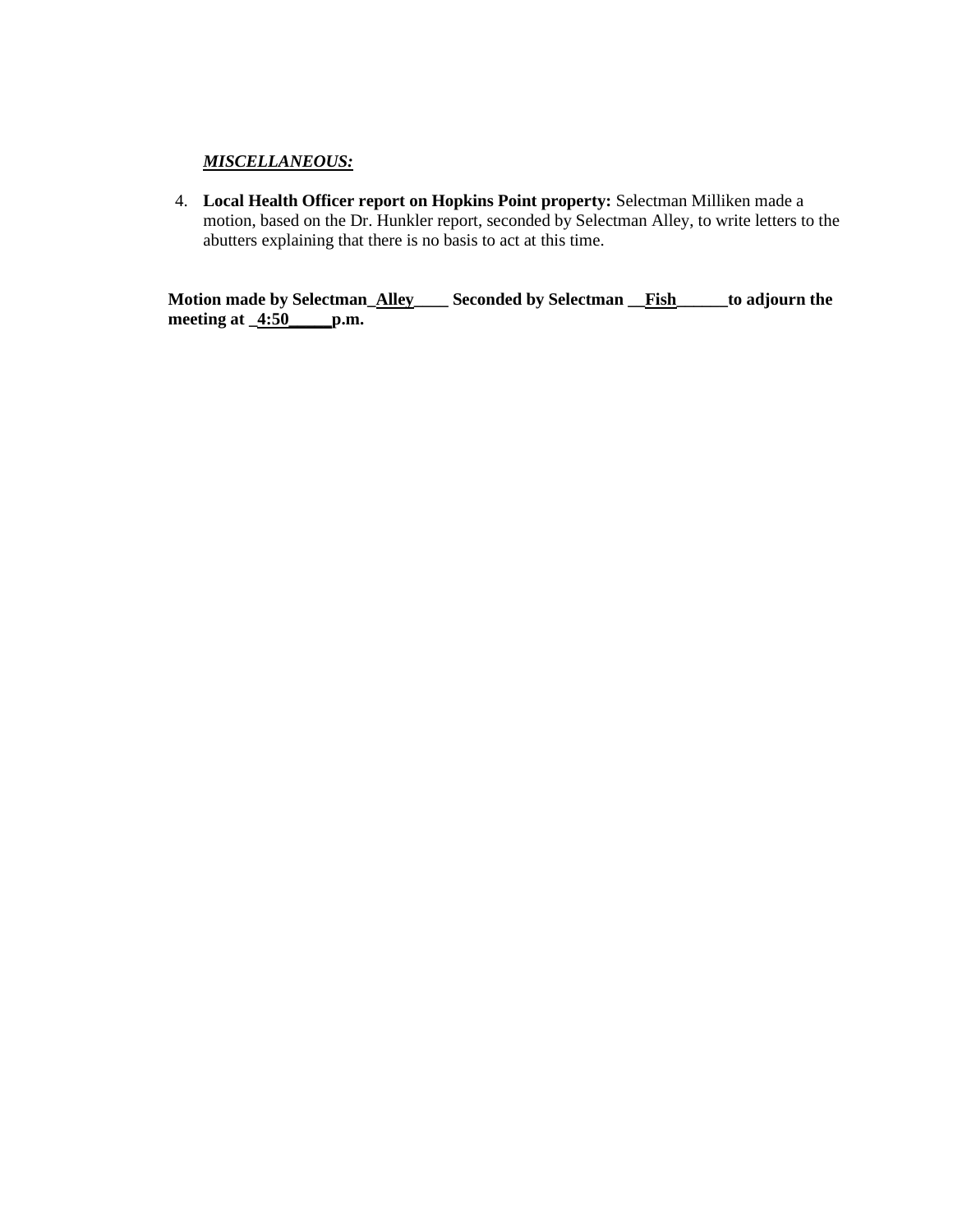***MISCELLANEOUS:***

4. **Local Health Officer report on Hopkins Point property:** Selectman Milliken made a motion, based on the Dr. Hunkler report, seconded by Selectman Alley, to write letters to the abutters explaining that there is no basis to act at this time.

**Motion made by Selectman_Alley____ Seconded by Selectman __Fish______to adjourn the meeting at _4:50_____p.m.**